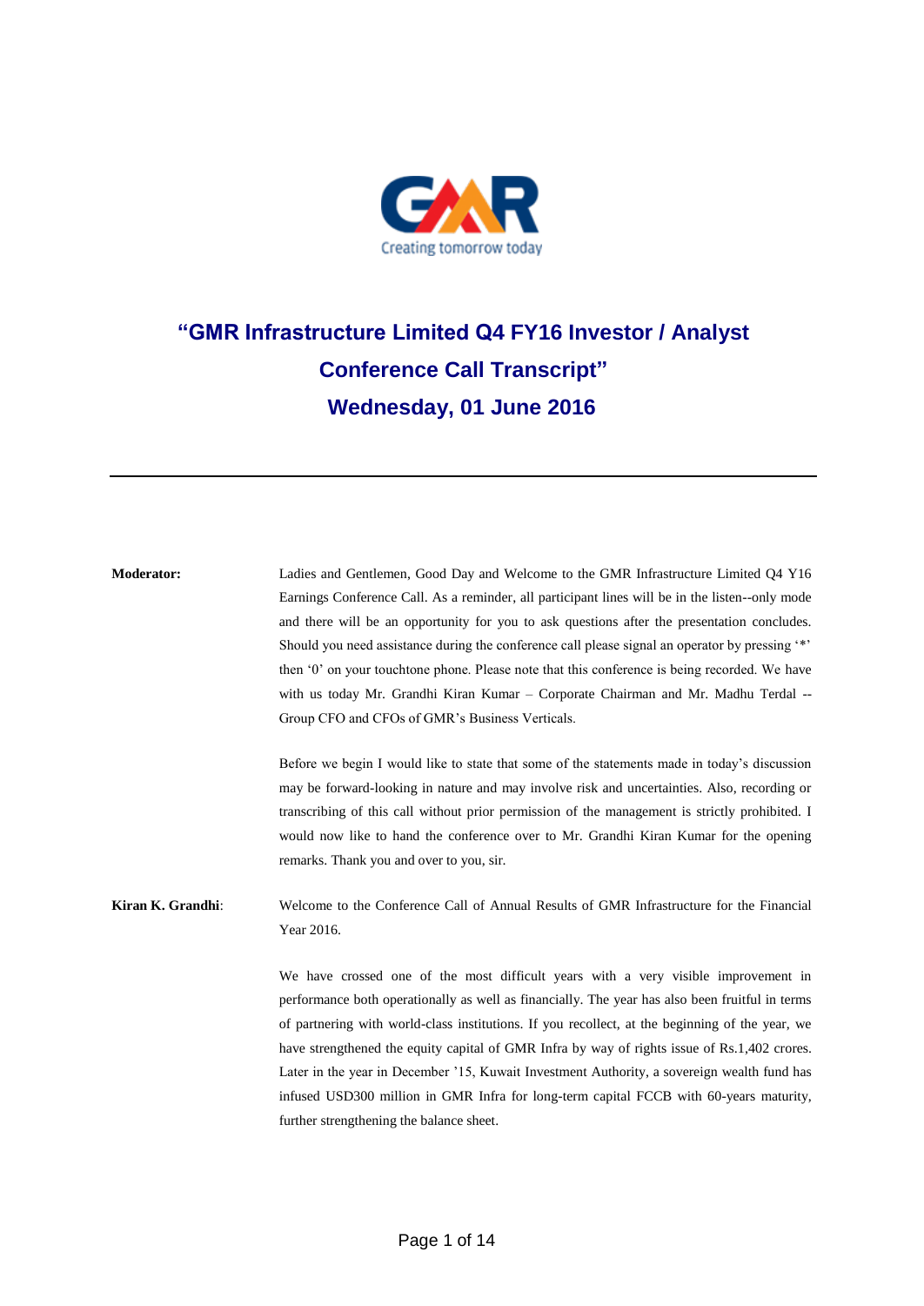# "GMR Infrastructure Limited Q4 FY16 Investor / Analyst Conference Call Transcript"

## Wednesday, 01 June 2016

---

**Moderator:** Ladies and Gentlemen, Good Day and Welcome to the GMR Infrastructure Limited Q4 Y16 Earnings Conference Call. As a reminder, all participant lines will be in the listen--only mode and there will be an opportunity for you to ask questions after the presentation concludes. Should you need assistance during the conference call please signal an operator by pressing '*' then '0' on your touchtone phone. Please note that this conference is being recorded. We have with us today Mr. Grandhi Kiran Kumar – Corporate Chairman and Mr. Madhu Terdal -- Group CFO and CFOs of GMR's Business Verticals.

Before we begin I would like to state that some of the statements made in today's discussion may be forward-looking in nature and may involve risk and uncertainties. Also, recording or transcribing of this call without prior permission of the management is strictly prohibited. I would now like to hand the conference over to Mr. Grandhi Kiran Kumar for the opening remarks. Thank you and over to you, sir.

**Kiran K. Grandhi**: Welcome to the Conference Call of Annual Results of GMR Infrastructure for the Financial Year 2016.

We have crossed one of the most difficult years with a very visible improvement in performance both operationally as well as financially. The year has also been fruitful in terms of partnering with world-class institutions. If you recollect, at the beginning of the year, we have strengthened the equity capital of GMR Infra by way of rights issue of Rs.1,402 crores. Later in the year in December '15, Kuwait Investment Authority, a sovereign wealth fund has infused USD300 million in GMR Infra for long-term capital FCCB with 60-years maturity, further strengthening the balance sheet.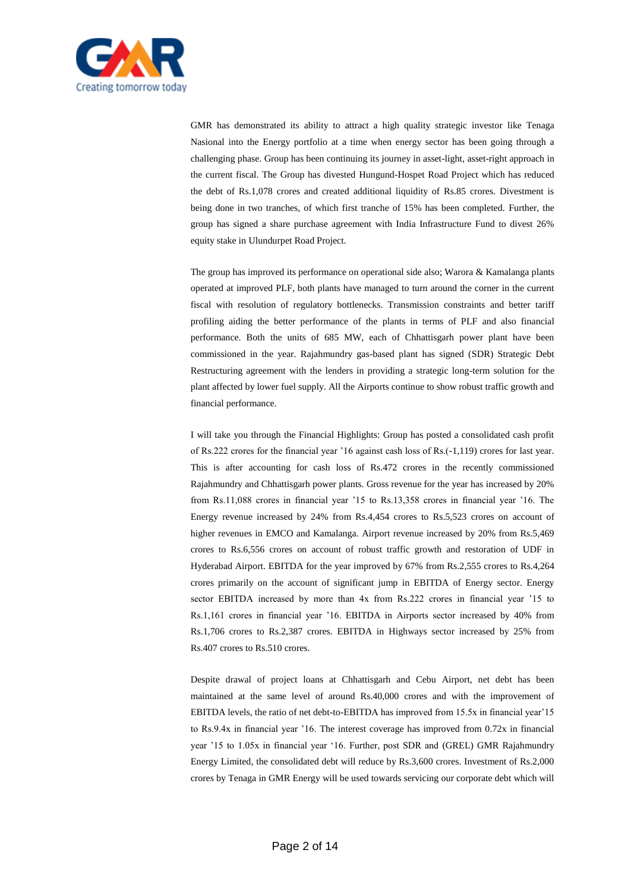GMR has demonstrated its ability to attract a high quality strategic investor like Tenaga Nasional into the Energy portfolio at a time when energy sector has been going through a challenging phase. Group has been continuing its journey in asset-light, asset-right approach in the current fiscal. The Group has divested Hungund-Hospet Road Project which has reduced the debt of Rs.1,078 crores and created additional liquidity of Rs.85 crores. Divestment is being done in two tranches, of which first tranche of 15% has been completed. Further, the group has signed a share purchase agreement with India Infrastructure Fund to divest 26% equity stake in Ulundurpet Road Project.

The group has improved its performance on operational side also; Warora & Kamalanga plants operated at improved PLF, both plants have managed to turn around the corner in the current fiscal with resolution of regulatory bottlenecks. Transmission constraints and better tariff profiling aiding the better performance of the plants in terms of PLF and also financial performance. Both the units of 685 MW, each of Chhattisgarh power plant have been commissioned in the year. Rajahmundry gas-based plant has signed (SDR) Strategic Debt Restructuring agreement with the lenders in providing a strategic long-term solution for the plant affected by lower fuel supply. All the Airports continue to show robust traffic growth and financial performance.

I will take you through the Financial Highlights: Group has posted a consolidated cash profit of Rs.222 crores for the financial year '16 against cash loss of Rs.(-1,119) crores for last year. This is after accounting for cash loss of Rs.472 crores in the recently commissioned Rajahmundry and Chhattisgarh power plants. Gross revenue for the year has increased by 20% from Rs.11,088 crores in financial year '15 to Rs.13,358 crores in financial year '16. The Energy revenue increased by 24% from Rs.4,454 crores to Rs.5,523 crores on account of higher revenues in EMCO and Kamalanga. Airport revenue increased by 20% from Rs.5,469 crores to Rs.6,556 crores on account of robust traffic growth and restoration of UDF in Hyderabad Airport. EBITDA for the year improved by 67% from Rs.2,555 crores to Rs.4,264 crores primarily on the account of significant jump in EBITDA of Energy sector. Energy sector EBITDA increased by more than 4x from Rs.222 crores in financial year '15 to Rs.1,161 crores in financial year '16. EBITDA in Airports sector increased by 40% from Rs.1,706 crores to Rs.2,387 crores. EBITDA in Highways sector increased by 25% from Rs.407 crores to Rs.510 crores.

Despite drawal of project loans at Chhattisgarh and Cebu Airport, net debt has been maintained at the same level of around Rs.40,000 crores and with the improvement of EBITDA levels, the ratio of net debt-to-EBITDA has improved from 15.5x in financial year'15 to Rs.9.4x in financial year '16. The interest coverage has improved from 0.72x in financial year '15 to 1.05x in financial year '16. Further, post SDR and (GREL) GMR Rajahmundry Energy Limited, the consolidated debt will reduce by Rs.3,600 crores. Investment of Rs.2,000 crores by Tenaga in GMR Energy will be used towards servicing our corporate debt which will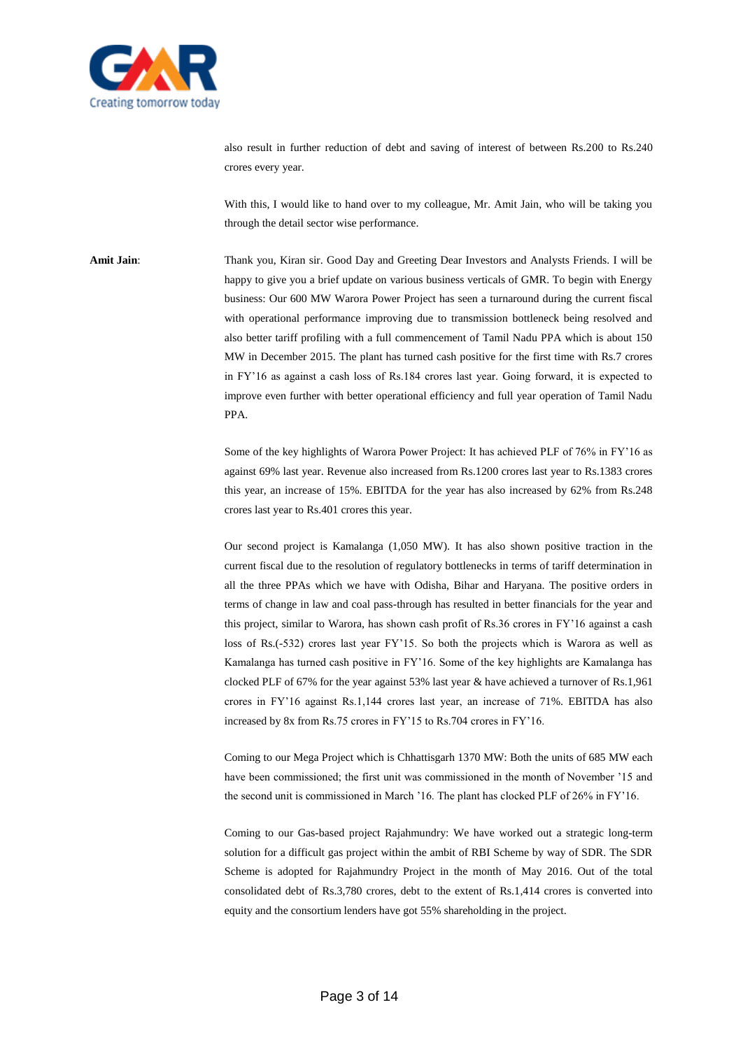also result in further reduction of debt and saving of interest of between Rs.200 to Rs.240 crores every year.

With this, I would like to hand over to my colleague, Mr. Amit Jain, who will be taking you through the detail sector wise performance.

**Amit Jain**: Thank you, Kiran sir. Good Day and Greeting Dear Investors and Analysts Friends. I will be happy to give you a brief update on various business verticals of GMR. To begin with Energy business: Our 600 MW Warora Power Project has seen a turnaround during the current fiscal with operational performance improving due to transmission bottleneck being resolved and also better tariff profiling with a full commencement of Tamil Nadu PPA which is about 150 MW in December 2015. The plant has turned cash positive for the first time with Rs.7 crores in FY'16 as against a cash loss of Rs.184 crores last year. Going forward, it is expected to improve even further with better operational efficiency and full year operation of Tamil Nadu PPA.

Some of the key highlights of Warora Power Project: It has achieved PLF of 76% in FY'16 as against 69% last year. Revenue also increased from Rs.1200 crores last year to Rs.1383 crores this year, an increase of 15%. EBITDA for the year has also increased by 62% from Rs.248 crores last year to Rs.401 crores this year.

Our second project is Kamalanga (1,050 MW). It has also shown positive traction in the current fiscal due to the resolution of regulatory bottlenecks in terms of tariff determination in all the three PPAs which we have with Odisha, Bihar and Haryana. The positive orders in terms of change in law and coal pass-through has resulted in better financials for the year and this project, similar to Warora, has shown cash profit of Rs.36 crores in FY'16 against a cash loss of Rs.(-532) crores last year FY'15. So both the projects which is Warora as well as Kamalanga has turned cash positive in FY'16. Some of the key highlights are Kamalanga has clocked PLF of 67% for the year against 53% last year & have achieved a turnover of Rs.1,961 crores in FY'16 against Rs.1,144 crores last year, an increase of 71%. EBITDA has also increased by 8x from Rs.75 crores in FY'15 to Rs.704 crores in FY'16.

Coming to our Mega Project which is Chhattisgarh 1370 MW: Both the units of 685 MW each have been commissioned; the first unit was commissioned in the month of November '15 and the second unit is commissioned in March '16. The plant has clocked PLF of 26% in FY'16.

Coming to our Gas-based project Rajahmundry: We have worked out a strategic long-term solution for a difficult gas project within the ambit of RBI Scheme by way of SDR. The SDR Scheme is adopted for Rajahmundry Project in the month of May 2016. Out of the total consolidated debt of Rs.3,780 crores, debt to the extent of Rs.1,414 crores is converted into equity and the consortium lenders have got 55% shareholding in the project.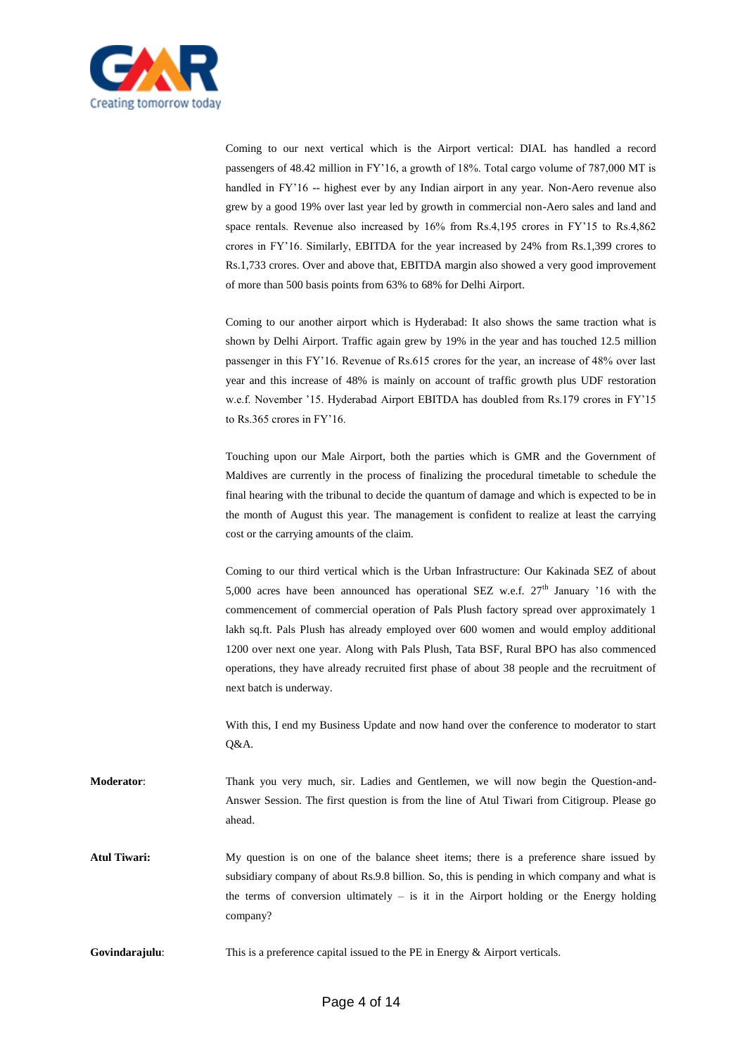Coming to our next vertical which is the Airport vertical: DIAL has handled a record passengers of 48.42 million in FY'16, a growth of 18%. Total cargo volume of 787,000 MT is handled in FY'16 -- highest ever by any Indian airport in any year. Non-Aero revenue also grew by a good 19% over last year led by growth in commercial non-Aero sales and land and space rentals. Revenue also increased by 16% from Rs.4,195 crores in FY'15 to Rs.4,862 crores in FY'16. Similarly, EBITDA for the year increased by 24% from Rs.1,399 crores to Rs.1,733 crores. Over and above that, EBITDA margin also showed a very good improvement of more than 500 basis points from 63% to 68% for Delhi Airport.

Coming to our another airport which is Hyderabad: It also shows the same traction what is shown by Delhi Airport. Traffic again grew by 19% in the year and has touched 12.5 million passenger in this FY'16. Revenue of Rs.615 crores for the year, an increase of 48% over last year and this increase of 48% is mainly on account of traffic growth plus UDF restoration w.e.f. November '15. Hyderabad Airport EBITDA has doubled from Rs.179 crores in FY'15 to Rs.365 crores in FY'16.

Touching upon our Male Airport, both the parties which is GMR and the Government of Maldives are currently in the process of finalizing the procedural timetable to schedule the final hearing with the tribunal to decide the quantum of damage and which is expected to be in the month of August this year. The management is confident to realize at least the carrying cost or the carrying amounts of the claim.

Coming to our third vertical which is the Urban Infrastructure: Our Kakinada SEZ of about 5,000 acres have been announced has operational SEZ w.e.f. 27th January '16 with the commencement of commercial operation of Pals Plush factory spread over approximately 1 lakh sq.ft. Pals Plush has already employed over 600 women and would employ additional 1200 over next one year. Along with Pals Plush, Tata BSF, Rural BPO has also commenced operations, they have already recruited first phase of about 38 people and the recruitment of next batch is underway.

With this, I end my Business Update and now hand over the conference to moderator to start Q&A.

**Moderator**: Thank you very much, sir. Ladies and Gentlemen, we will now begin the Question-and-Answer Session. The first question is from the line of Atul Tiwari from Citigroup. Please go ahead.

**Atul Tiwari:** My question is on one of the balance sheet items; there is a preference share issued by subsidiary company of about Rs.9.8 billion. So, this is pending in which company and what is the terms of conversion ultimately – is it in the Airport holding or the Energy holding company?

**Govindarajulu**: This is a preference capital issued to the PE in Energy & Airport verticals.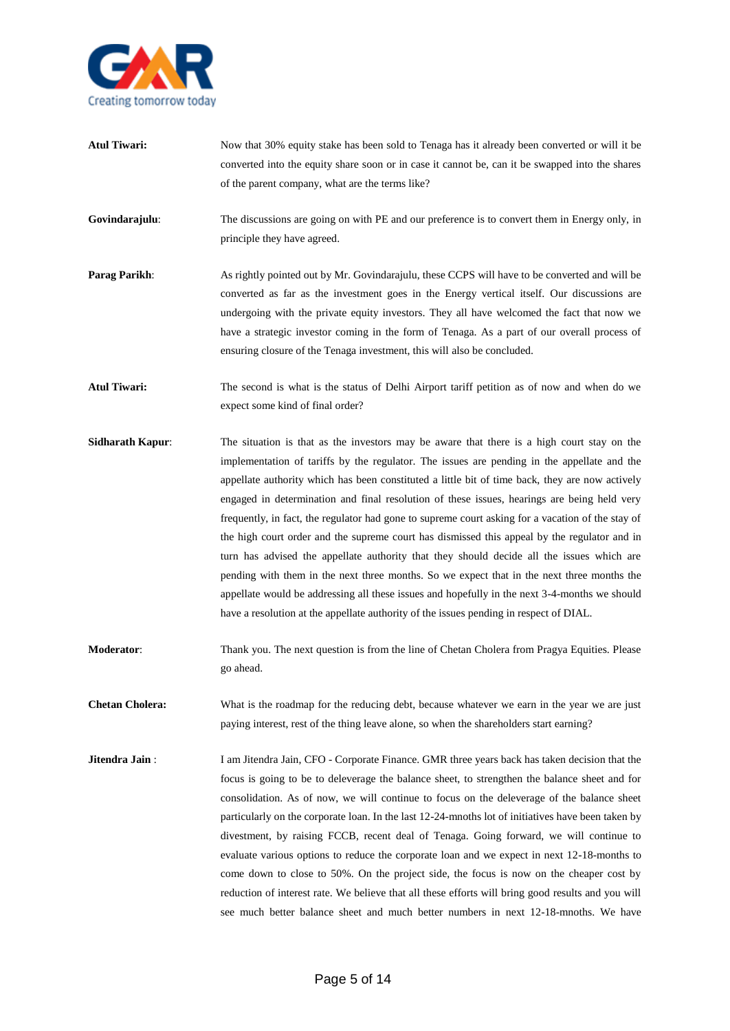**Atul Tiwari:** Now that 30% equity stake has been sold to Tenaga has it already been converted or will it be converted into the equity share soon or in case it cannot be, can it be swapped into the shares of the parent company, what are the terms like?

**Govindarajulu**: The discussions are going on with PE and our preference is to convert them in Energy only, in principle they have agreed.

**Parag Parikh**: As rightly pointed out by Mr. Govindarajulu, these CCPS will have to be converted and will be converted as far as the investment goes in the Energy vertical itself. Our discussions are undergoing with the private equity investors. They all have welcomed the fact that now we have a strategic investor coming in the form of Tenaga. As a part of our overall process of ensuring closure of the Tenaga investment, this will also be concluded.

**Atul Tiwari:** The second is what is the status of Delhi Airport tariff petition as of now and when do we expect some kind of final order?

**Sidharath Kapur**: The situation is that as the investors may be aware that there is a high court stay on the implementation of tariffs by the regulator. The issues are pending in the appellate and the appellate authority which has been constituted a little bit of time back, they are now actively engaged in determination and final resolution of these issues, hearings are being held very frequently, in fact, the regulator had gone to supreme court asking for a vacation of the stay of the high court order and the supreme court has dismissed this appeal by the regulator and in turn has advised the appellate authority that they should decide all the issues which are pending with them in the next three months. So we expect that in the next three months the appellate would be addressing all these issues and hopefully in the next 3-4-months we should have a resolution at the appellate authority of the issues pending in respect of DIAL.

**Moderator**: Thank you. The next question is from the line of Chetan Cholera from Pragya Equities. Please go ahead.

**Chetan Cholera:** What is the roadmap for the reducing debt, because whatever we earn in the year we are just paying interest, rest of the thing leave alone, so when the shareholders start earning?

**Jitendra Jain** : I am Jitendra Jain, CFO - Corporate Finance. GMR three years back has taken decision that the focus is going to be to deleverage the balance sheet, to strengthen the balance sheet and for consolidation. As of now, we will continue to focus on the deleverage of the balance sheet particularly on the corporate loan. In the last 12-24-mnoths lot of initiatives have been taken by divestment, by raising FCCB, recent deal of Tenaga. Going forward, we will continue to evaluate various options to reduce the corporate loan and we expect in next 12-18-months to come down to close to 50%. On the project side, the focus is now on the cheaper cost by reduction of interest rate. We believe that all these efforts will bring good results and you will see much better balance sheet and much better numbers in next 12-18-mnoths. We have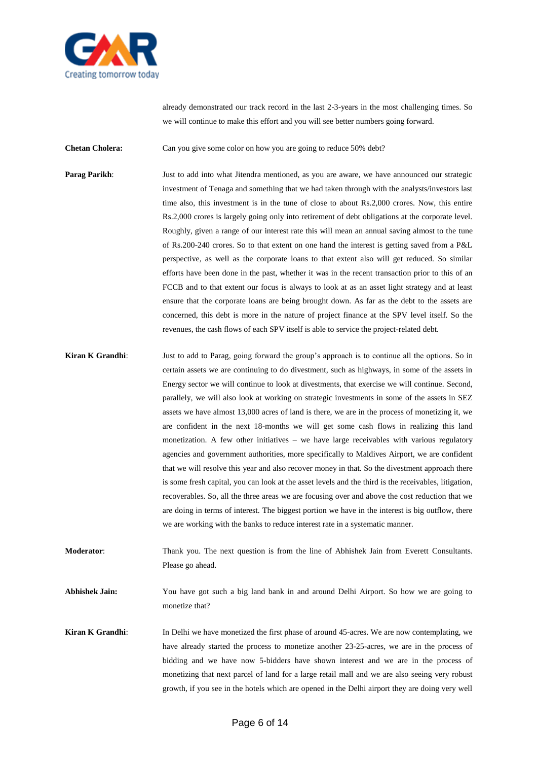already demonstrated our track record in the last 2-3-years in the most challenging times. So we will continue to make this effort and you will see better numbers going forward.

**Chetan Cholera:** Can you give some color on how you are going to reduce 50% debt?

**Parag Parikh**: Just to add into what Jitendra mentioned, as you are aware, we have announced our strategic investment of Tenaga and something that we had taken through with the analysts/investors last time also, this investment is in the tune of close to about Rs.2,000 crores. Now, this entire Rs.2,000 crores is largely going only into retirement of debt obligations at the corporate level. Roughly, given a range of our interest rate this will mean an annual saving almost to the tune of Rs.200-240 crores. So to that extent on one hand the interest is getting saved from a P&L perspective, as well as the corporate loans to that extent also will get reduced. So similar efforts have been done in the past, whether it was in the recent transaction prior to this of an FCCB and to that extent our focus is always to look at as an asset light strategy and at least ensure that the corporate loans are being brought down. As far as the debt to the assets are concerned, this debt is more in the nature of project finance at the SPV level itself. So the revenues, the cash flows of each SPV itself is able to service the project-related debt.

**Kiran K Grandhi**: Just to add to Parag, going forward the group's approach is to continue all the options. So in certain assets we are continuing to do divestment, such as highways, in some of the assets in Energy sector we will continue to look at divestments, that exercise we will continue. Second, parallely, we will also look at working on strategic investments in some of the assets in SEZ assets we have almost 13,000 acres of land is there, we are in the process of monetizing it, we are confident in the next 18-months we will get some cash flows in realizing this land monetization. A few other initiatives – we have large receivables with various regulatory agencies and government authorities, more specifically to Maldives Airport, we are confident that we will resolve this year and also recover money in that. So the divestment approach there is some fresh capital, you can look at the asset levels and the third is the receivables, litigation, recoverables. So, all the three areas we are focusing over and above the cost reduction that we are doing in terms of interest. The biggest portion we have in the interest is big outflow, there we are working with the banks to reduce interest rate in a systematic manner.

**Moderator**: Thank you. The next question is from the line of Abhishek Jain from Everett Consultants. Please go ahead.

**Abhishek Jain:** You have got such a big land bank in and around Delhi Airport. So how we are going to monetize that?

**Kiran K Grandhi**: In Delhi we have monetized the first phase of around 45-acres. We are now contemplating, we have already started the process to monetize another 23-25-acres, we are in the process of bidding and we have now 5-bidders have shown interest and we are in the process of monetizing that next parcel of land for a large retail mall and we are also seeing very robust growth, if you see in the hotels which are opened in the Delhi airport they are doing very well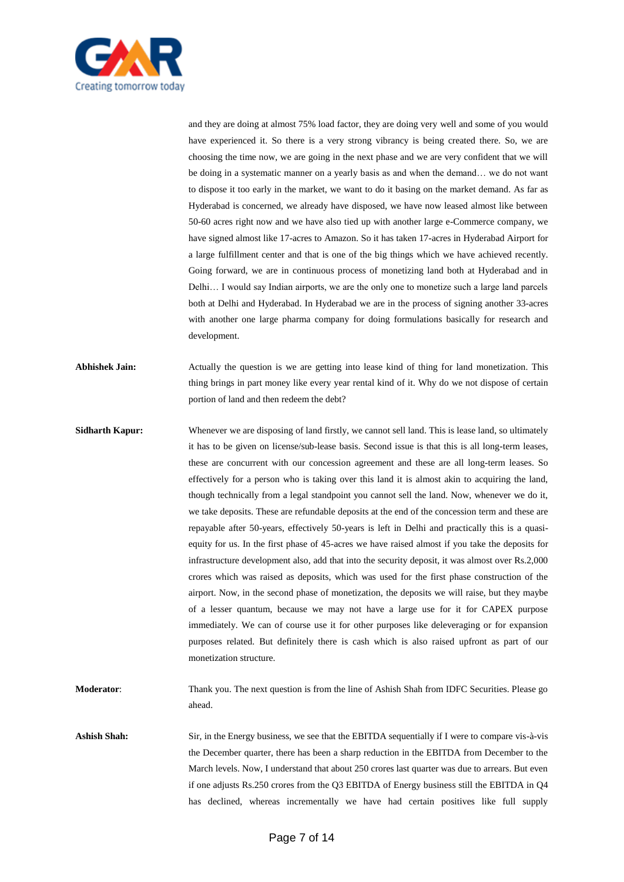and they are doing at almost 75% load factor, they are doing very well and some of you would have experienced it. So there is a very strong vibrancy is being created there. So, we are choosing the time now, we are going in the next phase and we are very confident that we will be doing in a systematic manner on a yearly basis as and when the demand… we do not want to dispose it too early in the market, we want to do it basing on the market demand. As far as Hyderabad is concerned, we already have disposed, we have now leased almost like between 50-60 acres right now and we have also tied up with another large e-Commerce company, we have signed almost like 17-acres to Amazon. So it has taken 17-acres in Hyderabad Airport for a large fulfillment center and that is one of the big things which we have achieved recently. Going forward, we are in continuous process of monetizing land both at Hyderabad and in Delhi… I would say Indian airports, we are the only one to monetize such a large land parcels both at Delhi and Hyderabad. In Hyderabad we are in the process of signing another 33-acres with another one large pharma company for doing formulations basically for research and development.

**Abhishek Jain:** Actually the question is we are getting into lease kind of thing for land monetization. This thing brings in part money like every year rental kind of it. Why do we not dispose of certain portion of land and then redeem the debt?

**Sidharth Kapur:** Whenever we are disposing of land firstly, we cannot sell land. This is lease land, so ultimately it has to be given on license/sub-lease basis. Second issue is that this is all long-term leases, these are concurrent with our concession agreement and these are all long-term leases. So effectively for a person who is taking over this land it is almost akin to acquiring the land, though technically from a legal standpoint you cannot sell the land. Now, whenever we do it, we take deposits. These are refundable deposits at the end of the concession term and these are repayable after 50-years, effectively 50-years is left in Delhi and practically this is a quasi-equity for us. In the first phase of 45-acres we have raised almost if you take the deposits for infrastructure development also, add that into the security deposit, it was almost over Rs.2,000 crores which was raised as deposits, which was used for the first phase construction of the airport. Now, in the second phase of monetization, the deposits we will raise, but they maybe of a lesser quantum, because we may not have a large use for it for CAPEX purpose immediately. We can of course use it for other purposes like deleveraging or for expansion purposes related. But definitely there is cash which is also raised upfront as part of our monetization structure.

**Moderator**: Thank you. The next question is from the line of Ashish Shah from IDFC Securities. Please go ahead.

**Ashish Shah:** Sir, in the Energy business, we see that the EBITDA sequentially if I were to compare vis-à-vis the December quarter, there has been a sharp reduction in the EBITDA from December to the March levels. Now, I understand that about 250 crores last quarter was due to arrears. But even if one adjusts Rs.250 crores from the Q3 EBITDA of Energy business still the EBITDA in Q4 has declined, whereas incrementally we have had certain positives like full supply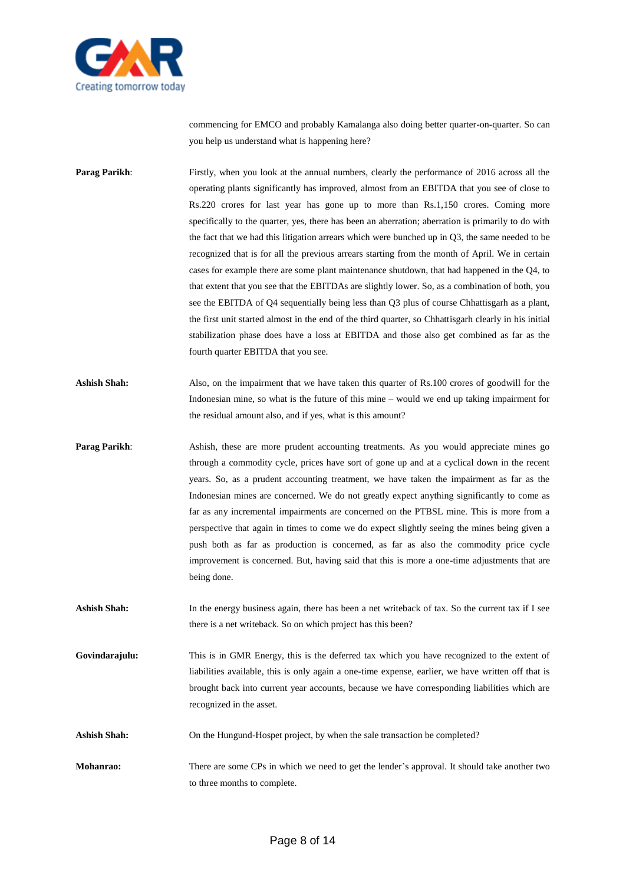commencing for EMCO and probably Kamalanga also doing better quarter-on-quarter. So can you help us understand what is happening here?

**Parag Parikh**: Firstly, when you look at the annual numbers, clearly the performance of 2016 across all the operating plants significantly has improved, almost from an EBITDA that you see of close to Rs.220 crores for last year has gone up to more than Rs.1,150 crores. Coming more specifically to the quarter, yes, there has been an aberration; aberration is primarily to do with the fact that we had this litigation arrears which were bunched up in Q3, the same needed to be recognized that is for all the previous arrears starting from the month of April. We in certain cases for example there are some plant maintenance shutdown, that had happened in the Q4, to that extent that you see that the EBITDAs are slightly lower. So, as a combination of both, you see the EBITDA of Q4 sequentially being less than Q3 plus of course Chhattisgarh as a plant, the first unit started almost in the end of the third quarter, so Chhattisgarh clearly in his initial stabilization phase does have a loss at EBITDA and those also get combined as far as the fourth quarter EBITDA that you see.

**Ashish Shah:** Also, on the impairment that we have taken this quarter of Rs.100 crores of goodwill for the Indonesian mine, so what is the future of this mine – would we end up taking impairment for the residual amount also, and if yes, what is this amount?

**Parag Parikh**: Ashish, these are more prudent accounting treatments. As you would appreciate mines go through a commodity cycle, prices have sort of gone up and at a cyclical down in the recent years. So, as a prudent accounting treatment, we have taken the impairment as far as the Indonesian mines are concerned. We do not greatly expect anything significantly to come as far as any incremental impairments are concerned on the PTBSL mine. This is more from a perspective that again in times to come we do expect slightly seeing the mines being given a push both as far as production is concerned, as far as also the commodity price cycle improvement is concerned. But, having said that this is more a one-time adjustments that are being done.

**Ashish Shah:** In the energy business again, there has been a net writeback of tax. So the current tax if I see there is a net writeback. So on which project has this been?

**Govindarajulu:** This is in GMR Energy, this is the deferred tax which you have recognized to the extent of liabilities available, this is only again a one-time expense, earlier, we have written off that is brought back into current year accounts, because we have corresponding liabilities which are recognized in the asset.

**Ashish Shah:** On the Hungund-Hospet project, by when the sale transaction be completed?

**Mohanrao:** There are some CPs in which we need to get the lender's approval. It should take another two to three months to complete.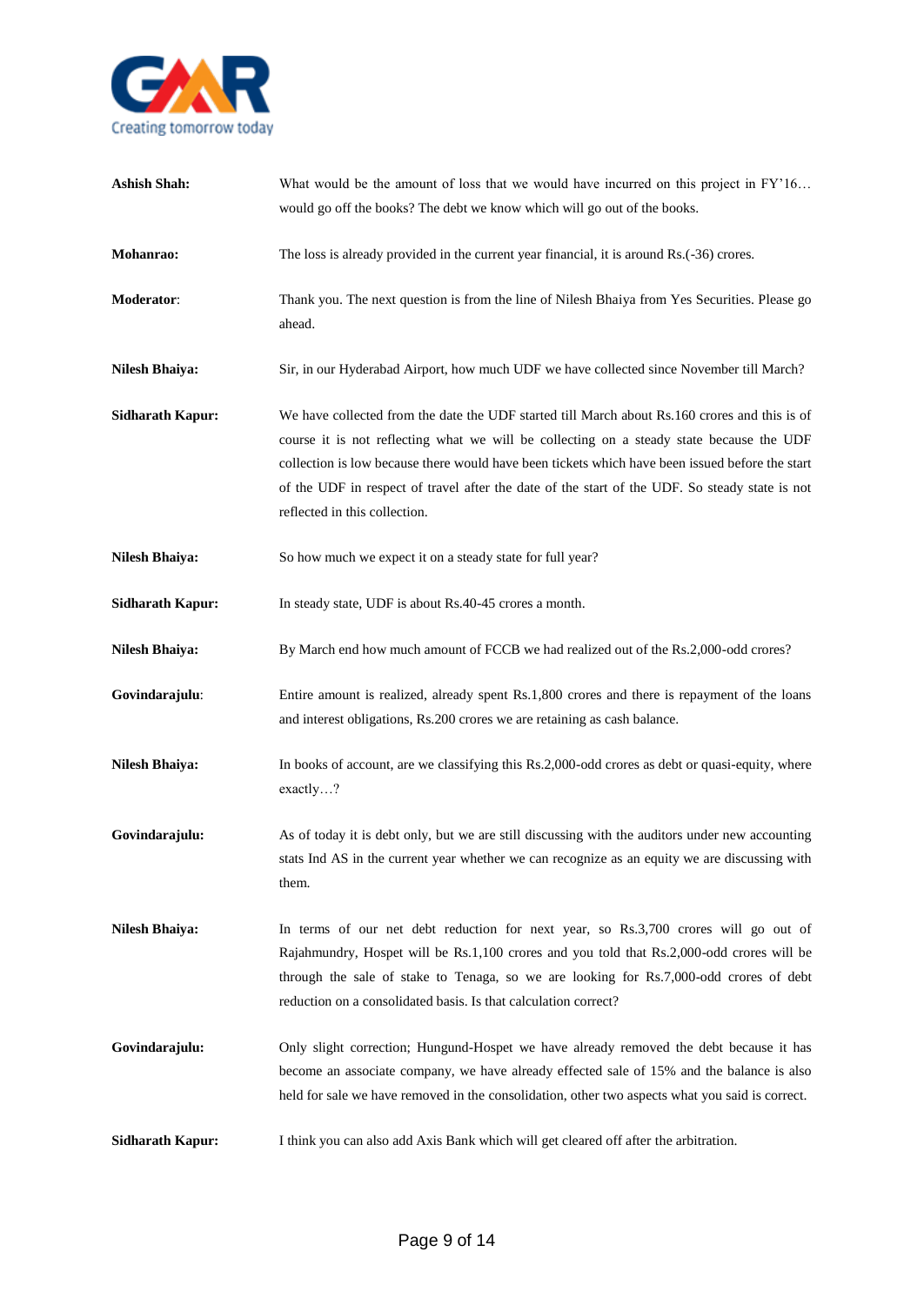**Ashish Shah:** What would be the amount of loss that we would have incurred on this project in FY'16… would go off the books? The debt we know which will go out of the books.

**Mohanrao:** The loss is already provided in the current year financial, it is around Rs.(-36) crores.

**Moderator:** Thank you. The next question is from the line of Nilesh Bhaiya from Yes Securities. Please go ahead.

**Nilesh Bhaiya:** Sir, in our Hyderabad Airport, how much UDF we have collected since November till March?

**Sidharath Kapur:** We have collected from the date the UDF started till March about Rs.160 crores and this is of course it is not reflecting what we will be collecting on a steady state because the UDF collection is low because there would have been tickets which have been issued before the start of the UDF in respect of travel after the date of the start of the UDF. So steady state is not reflected in this collection.

**Nilesh Bhaiya:** So how much we expect it on a steady state for full year?

**Sidharath Kapur:** In steady state, UDF is about Rs.40-45 crores a month.

**Nilesh Bhaiya:** By March end how much amount of FCCB we had realized out of the Rs.2,000-odd crores?

**Govindarajulu:** Entire amount is realized, already spent Rs.1,800 crores and there is repayment of the loans and interest obligations, Rs.200 crores we are retaining as cash balance.

**Nilesh Bhaiya:** In books of account, are we classifying this Rs.2,000-odd crores as debt or quasi-equity, where exactly…?

**Govindarajulu:** As of today it is debt only, but we are still discussing with the auditors under new accounting stats Ind AS in the current year whether we can recognize as an equity we are discussing with them.

**Nilesh Bhaiya:** In terms of our net debt reduction for next year, so Rs.3,700 crores will go out of Rajahmundry, Hospet will be Rs.1,100 crores and you told that Rs.2,000-odd crores will be through the sale of stake to Tenaga, so we are looking for Rs.7,000-odd crores of debt reduction on a consolidated basis. Is that calculation correct?

**Govindarajulu:** Only slight correction; Hungund-Hospet we have already removed the debt because it has become an associate company, we have already effected sale of 15% and the balance is also held for sale we have removed in the consolidation, other two aspects what you said is correct.

**Sidharath Kapur:** I think you can also add Axis Bank which will get cleared off after the arbitration.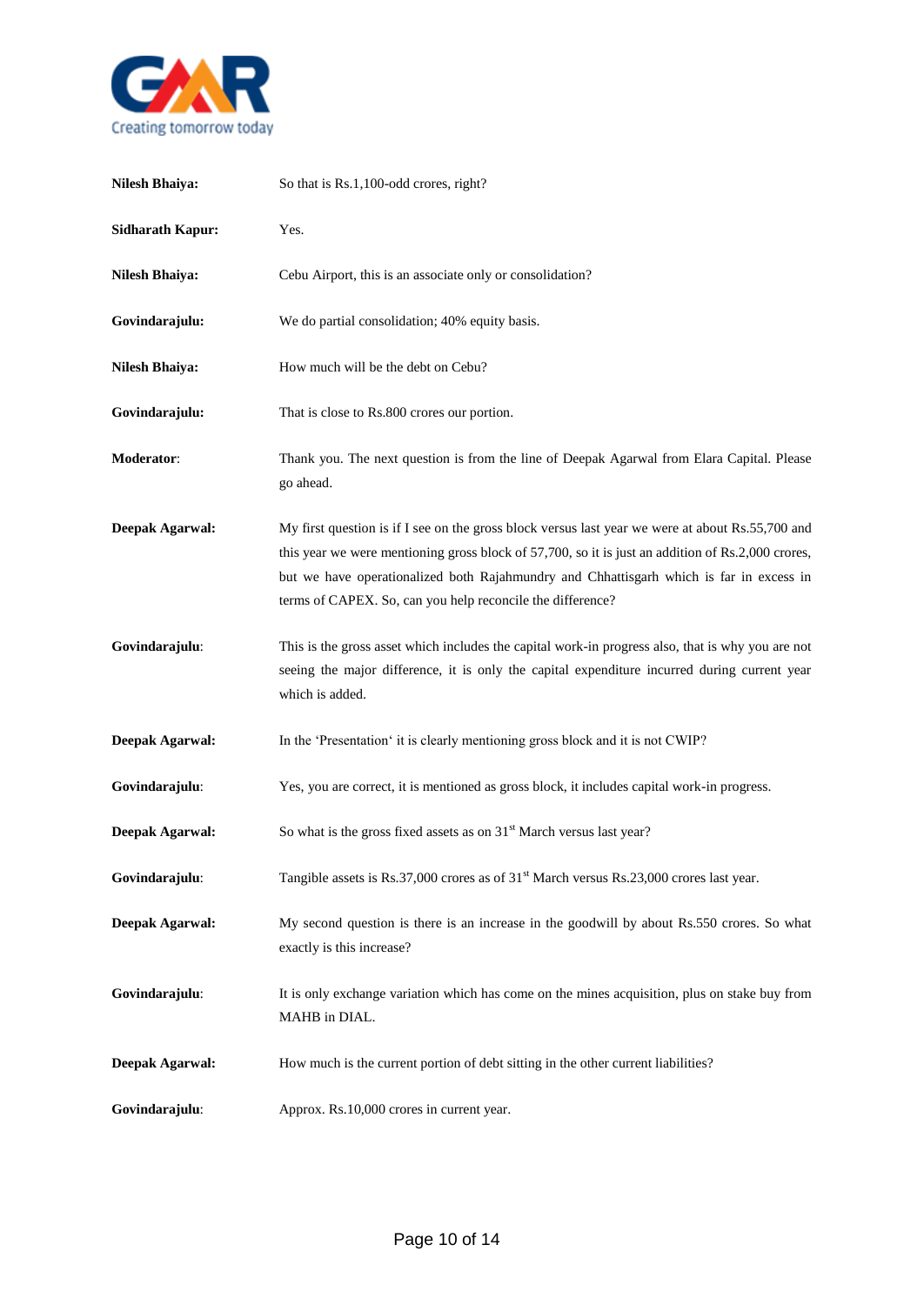**Nilesh Bhaiya:** So that is Rs.1,100-odd crores, right?

**Sidharath Kapur:** Yes.

**Nilesh Bhaiya:** Cebu Airport, this is an associate only or consolidation?

**Govindarajulu:** We do partial consolidation; 40% equity basis.

**Nilesh Bhaiya:** How much will be the debt on Cebu?

**Govindarajulu:** That is close to Rs.800 crores our portion.

**Moderator**: Thank you. The next question is from the line of Deepak Agarwal from Elara Capital. Please go ahead.

**Deepak Agarwal:** My first question is if I see on the gross block versus last year we were at about Rs.55,700 and this year we were mentioning gross block of 57,700, so it is just an addition of Rs.2,000 crores, but we have operationalized both Rajahmundry and Chhattisgarh which is far in excess in terms of CAPEX. So, can you help reconcile the difference?

**Govindarajulu**: This is the gross asset which includes the capital work-in progress also, that is why you are not seeing the major difference, it is only the capital expenditure incurred during current year which is added.

**Deepak Agarwal:** In the 'Presentation' it is clearly mentioning gross block and it is not CWIP?

**Govindarajulu**: Yes, you are correct, it is mentioned as gross block, it includes capital work-in progress.

**Deepak Agarwal:** So what is the gross fixed assets as on 31st March versus last year?

**Govindarajulu**: Tangible assets is Rs.37,000 crores as of 31st March versus Rs.23,000 crores last year.

**Deepak Agarwal:** My second question is there is an increase in the goodwill by about Rs.550 crores. So what exactly is this increase?

**Govindarajulu**: It is only exchange variation which has come on the mines acquisition, plus on stake buy from MAHB in DIAL.

**Deepak Agarwal:** How much is the current portion of debt sitting in the other current liabilities?

**Govindarajulu**: Approx. Rs.10,000 crores in current year.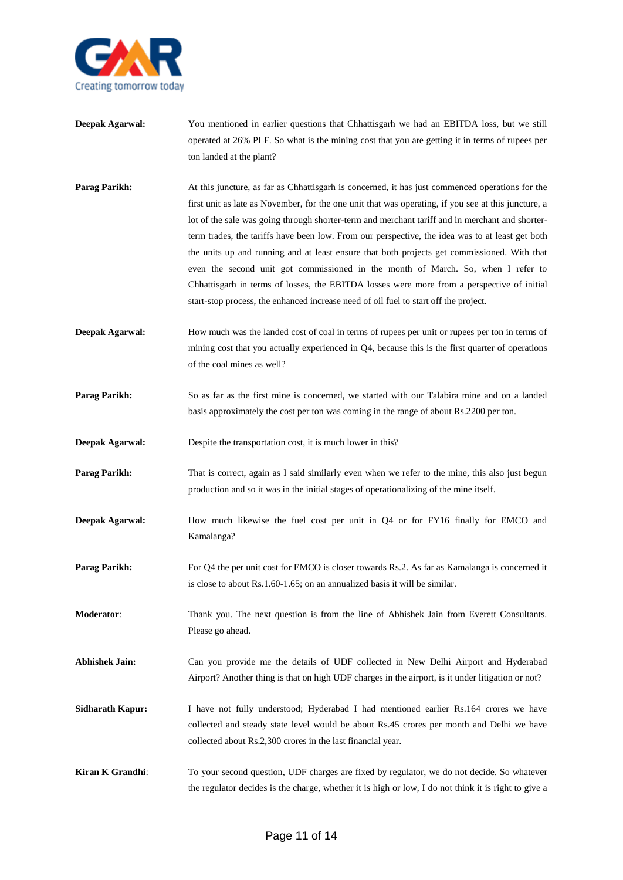**Deepak Agarwal:** You mentioned in earlier questions that Chhattisgarh we had an EBITDA loss, but we still operated at 26% PLF. So what is the mining cost that you are getting it in terms of rupees per ton landed at the plant?

**Parag Parikh:** At this juncture, as far as Chhattisgarh is concerned, it has just commenced operations for the first unit as late as November, for the one unit that was operating, if you see at this juncture, a lot of the sale was going through shorter-term and merchant tariff and in merchant and shorter-term trades, the tariffs have been low. From our perspective, the idea was to at least get both the units up and running and at least ensure that both projects get commissioned. With that even the second unit got commissioned in the month of March. So, when I refer to Chhattisgarh in terms of losses, the EBITDA losses were more from a perspective of initial start-stop process, the enhanced increase need of oil fuel to start off the project.

**Deepak Agarwal:** How much was the landed cost of coal in terms of rupees per unit or rupees per ton in terms of mining cost that you actually experienced in Q4, because this is the first quarter of operations of the coal mines as well?

**Parag Parikh:** So as far as the first mine is concerned, we started with our Talabira mine and on a landed basis approximately the cost per ton was coming in the range of about Rs.2200 per ton.

**Deepak Agarwal:** Despite the transportation cost, it is much lower in this?

**Parag Parikh:** That is correct, again as I said similarly even when we refer to the mine, this also just begun production and so it was in the initial stages of operationalizing of the mine itself.

**Deepak Agarwal:** How much likewise the fuel cost per unit in Q4 or for FY16 finally for EMCO and Kamalanga?

**Parag Parikh:** For Q4 the per unit cost for EMCO is closer towards Rs.2. As far as Kamalanga is concerned it is close to about Rs.1.60-1.65; on an annualized basis it will be similar.

**Moderator**: Thank you. The next question is from the line of Abhishek Jain from Everett Consultants. Please go ahead.

**Abhishek Jain:** Can you provide me the details of UDF collected in New Delhi Airport and Hyderabad Airport? Another thing is that on high UDF charges in the airport, is it under litigation or not?

**Sidharath Kapur:** I have not fully understood; Hyderabad I had mentioned earlier Rs.164 crores we have collected and steady state level would be about Rs.45 crores per month and Delhi we have collected about Rs.2,300 crores in the last financial year.

**Kiran K Grandhi**: To your second question, UDF charges are fixed by regulator, we do not decide. So whatever the regulator decides is the charge, whether it is high or low, I do not think it is right to give a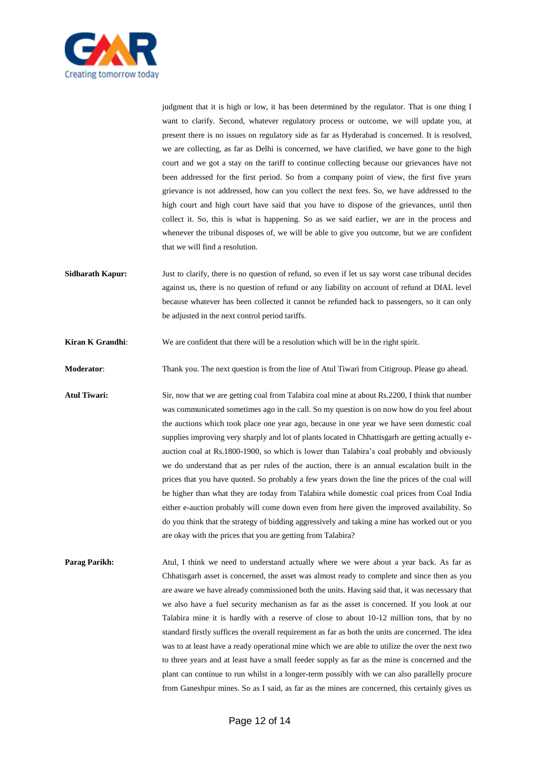judgment that it is high or low, it has been determined by the regulator. That is one thing I want to clarify. Second, whatever regulatory process or outcome, we will update you, at present there is no issues on regulatory side as far as Hyderabad is concerned. It is resolved, we are collecting, as far as Delhi is concerned, we have clarified, we have gone to the high court and we got a stay on the tariff to continue collecting because our grievances have not been addressed for the first period. So from a company point of view, the first five years grievance is not addressed, how can you collect the next fees. So, we have addressed to the high court and high court have said that you have to dispose of the grievances, until then collect it. So, this is what is happening. So as we said earlier, we are in the process and whenever the tribunal disposes of, we will be able to give you outcome, but we are confident that we will find a resolution.

**Sidharath Kapur:** Just to clarify, there is no question of refund, so even if let us say worst case tribunal decides against us, there is no question of refund or any liability on account of refund at DIAL level because whatever has been collected it cannot be refunded back to passengers, so it can only be adjusted in the next control period tariffs.

**Kiran K Grandhi**: We are confident that there will be a resolution which will be in the right spirit.

**Moderator**: Thank you. The next question is from the line of Atul Tiwari from Citigroup. Please go ahead.

**Atul Tiwari:** Sir, now that we are getting coal from Talabira coal mine at about Rs.2200, I think that number was communicated sometimes ago in the call. So my question is on now how do you feel about the auctions which took place one year ago, because in one year we have seen domestic coal supplies improving very sharply and lot of plants located in Chhattisgarh are getting actually e-auction coal at Rs.1800-1900, so which is lower than Talabira's coal probably and obviously we do understand that as per rules of the auction, there is an annual escalation built in the prices that you have quoted. So probably a few years down the line the prices of the coal will be higher than what they are today from Talabira while domestic coal prices from Coal India either e-auction probably will come down even from here given the improved availability. So do you think that the strategy of bidding aggressively and taking a mine has worked out or you are okay with the prices that you are getting from Talabira?

**Parag Parikh:** Atul, I think we need to understand actually where we were about a year back. As far as Chhatisgarh asset is concerned, the asset was almost ready to complete and since then as you are aware we have already commissioned both the units. Having said that, it was necessary that we also have a fuel security mechanism as far as the asset is concerned. If you look at our Talabira mine it is hardly with a reserve of close to about 10-12 million tons, that by no standard firstly suffices the overall requirement as far as both the units are concerned. The idea was to at least have a ready operational mine which we are able to utilize the over the next two to three years and at least have a small feeder supply as far as the mine is concerned and the plant can continue to run whilst in a longer-term possibly with we can also parallelly procure from Ganeshpur mines. So as I said, as far as the mines are concerned, this certainly gives us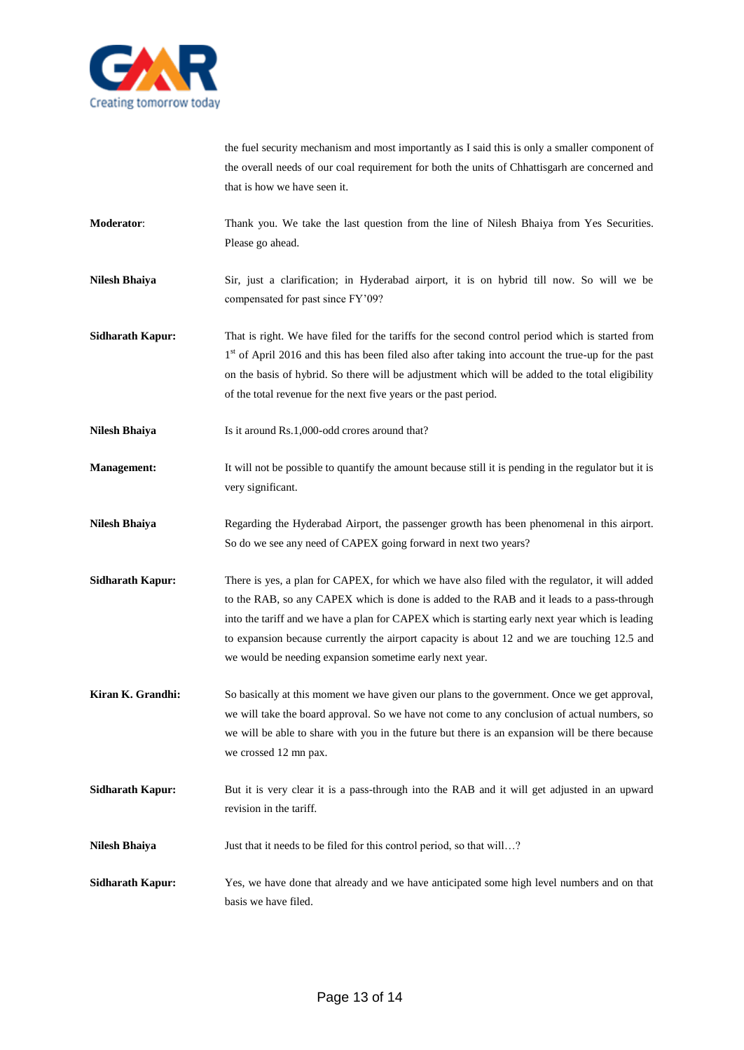the fuel security mechanism and most importantly as I said this is only a smaller component of the overall needs of our coal requirement for both the units of Chhattisgarh are concerned and that is how we have seen it.

**Moderator**: Thank you. We take the last question from the line of Nilesh Bhaiya from Yes Securities. Please go ahead.

**Nilesh Bhaiya** Sir, just a clarification; in Hyderabad airport, it is on hybrid till now. So will we be compensated for past since FY'09?

**Sidharath Kapur:** That is right. We have filed for the tariffs for the second control period which is started from 1st of April 2016 and this has been filed also after taking into account the true-up for the past on the basis of hybrid. So there will be adjustment which will be added to the total eligibility of the total revenue for the next five years or the past period.

**Nilesh Bhaiya** Is it around Rs.1,000-odd crores around that?

**Management:** It will not be possible to quantify the amount because still it is pending in the regulator but it is very significant.

**Nilesh Bhaiya** Regarding the Hyderabad Airport, the passenger growth has been phenomenal in this airport. So do we see any need of CAPEX going forward in next two years?

**Sidharath Kapur:** There is yes, a plan for CAPEX, for which we have also filed with the regulator, it will added to the RAB, so any CAPEX which is done is added to the RAB and it leads to a pass-through into the tariff and we have a plan for CAPEX which is starting early next year which is leading to expansion because currently the airport capacity is about 12 and we are touching 12.5 and we would be needing expansion sometime early next year.

**Kiran K. Grandhi:** So basically at this moment we have given our plans to the government. Once we get approval, we will take the board approval. So we have not come to any conclusion of actual numbers, so we will be able to share with you in the future but there is an expansion will be there because we crossed 12 mn pax.

**Sidharath Kapur:** But it is very clear it is a pass-through into the RAB and it will get adjusted in an upward revision in the tariff.

**Nilesh Bhaiya** Just that it needs to be filed for this control period, so that will…?

**Sidharath Kapur:** Yes, we have done that already and we have anticipated some high level numbers and on that basis we have filed.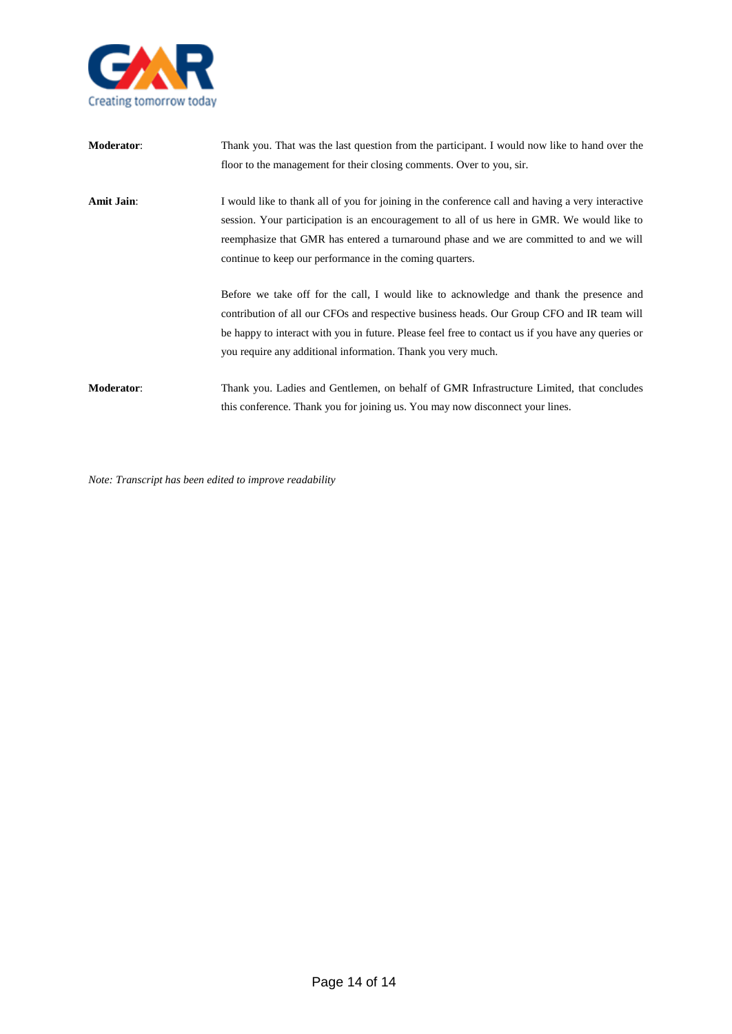**Moderator**: Thank you. That was the last question from the participant. I would now like to hand over the floor to the management for their closing comments. Over to you, sir.

**Amit Jain**: I would like to thank all of you for joining in the conference call and having a very interactive session. Your participation is an encouragement to all of us here in GMR. We would like to reemphasize that GMR has entered a turnaround phase and we are committed to and we will continue to keep our performance in the coming quarters.

Before we take off for the call, I would like to acknowledge and thank the presence and contribution of all our CFOs and respective business heads. Our Group CFO and IR team will be happy to interact with you in future. Please feel free to contact us if you have any queries or you require any additional information. Thank you very much.

**Moderator**: Thank you. Ladies and Gentlemen, on behalf of GMR Infrastructure Limited, that concludes this conference. Thank you for joining us. You may now disconnect your lines.

*Note: Transcript has been edited to improve readability*